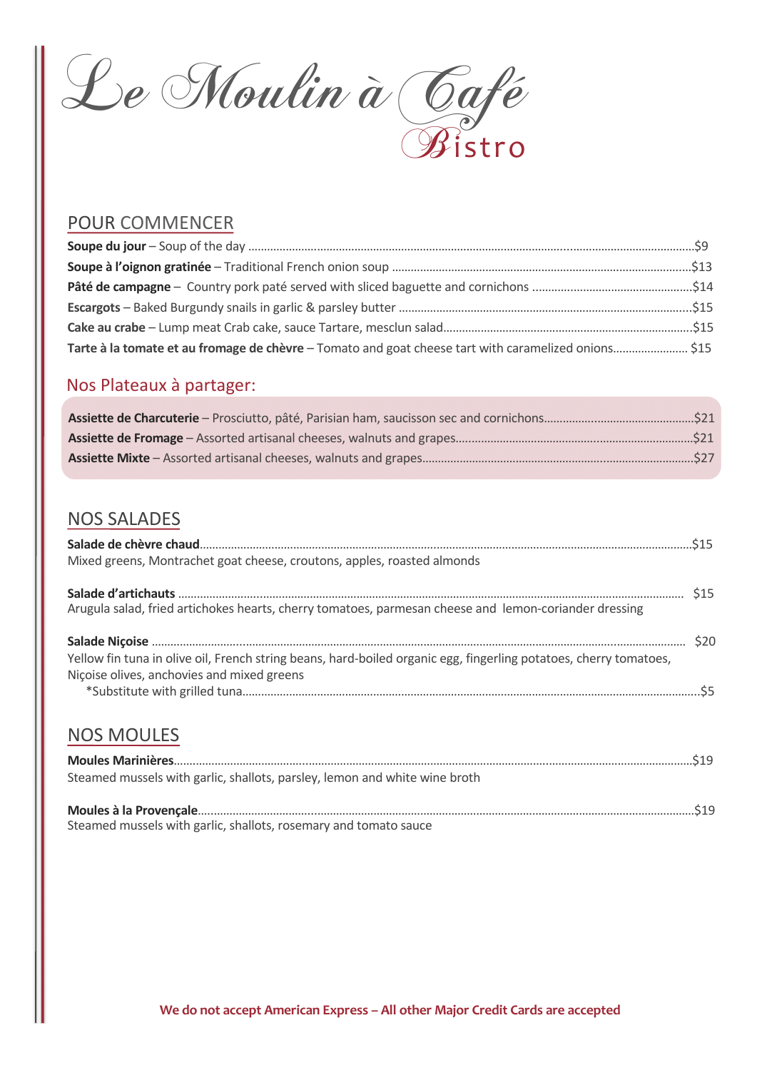# Le Moulin à Café Bistro

## POUR COMMENCER

**Soupe du jour** – Soup of the day ............ $9

**Soupe à l'oignon gratinée** – Traditional French onion soup ............ $13

**Pâté de campagne** – Country pork paté served with sliced baguette and cornichons ............ $14

**Escargots** – Baked Burgundy snails in garlic & parsley butter ............ $15

**Cake au crabe** – Lump meat Crab cake, sauce Tartare, mesclun salad............ $15

**Tarte à la tomate et au fromage de chèvre** – Tomato and goat cheese tart with caramelized onions............ $15

## Nos Plateaux à partager:

**Assiette de Charcuterie** – Prosciutto, pâté, Parisian ham, saucisson sec and cornichons............ $21

**Assiette de Fromage** – Assorted artisanal cheeses, walnuts and grapes............ $21

**Assiette Mixte** – Assorted artisanal cheeses, walnuts and grapes............ $27

## NOS SALADES

**Salade de chèvre chaud**............ $15

Mixed greens, Montrachet goat cheese, croutons, apples, roasted almonds

**Salade d'artichauts** ............ $15

Arugula salad, fried artichokes hearts, cherry tomatoes, parmesan cheese and lemon-coriander dressing

**Salade Niçoise** ............ $20

Yellow fin tuna in olive oil, French string beans, hard-boiled organic egg, fingerling potatoes, cherry tomatoes, Niçoise olives, anchovies and mixed greens

*Substitute with grilled tuna............ $5

## NOS MOULES

**Moules Marinières**............ $19

Steamed mussels with garlic, shallots, parsley, lemon and white wine broth

**Moules à la Provençale**............ $19

Steamed mussels with garlic, shallots, rosemary and tomato sauce

**We do not accept American Express – All other Major Credit Cards are accepted**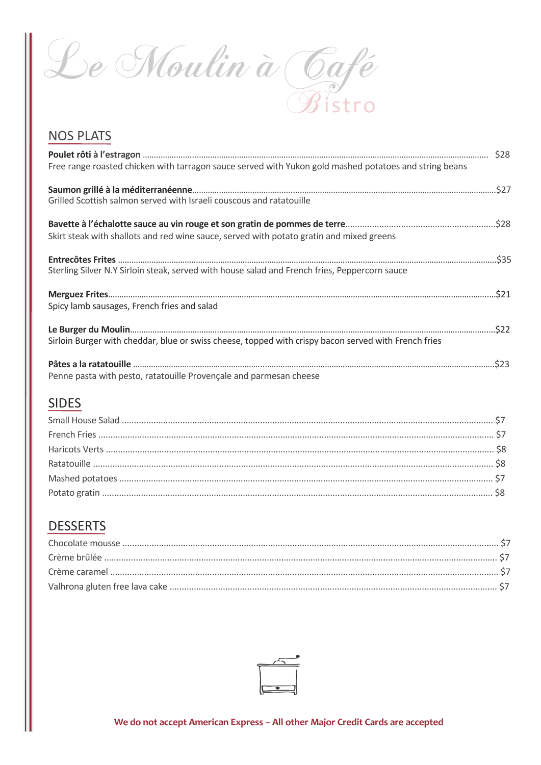# Le Moulin à Café

Bistro

## NOS PLATS

**Poulet rôti à l'estragon** ........ $28
Free range roasted chicken with tarragon sauce served with Yukon gold mashed potatoes and string beans

**Saumon grillé à la méditerranéenne** ........ $27
Grilled Scottish salmon served with Israeli couscous and ratatouille

**Bavette à l'échalotte sauce au vin rouge et son gratin de pommes de terre** ........ $28
Skirt steak with shallots and red wine sauce, served with potato gratin and mixed greens

**Entrecôtes Frites** ........ $35
Sterling Silver N.Y Sirloin steak, served with house salad and French fries, Peppercorn sauce

**Merguez Frites** ........ $21
Spicy lamb sausages, French fries and salad

**Le Burger du Moulin** ........ $22
Sirloin Burger with cheddar, blue or swiss cheese, topped with crispy bacon served with French fries

**Pâtes a la ratatouille** ........ $23
Penne pasta with pesto, ratatouille Provençale and parmesan cheese

## SIDES

Small House Salad ........ $7
French Fries ........ $7
Haricots Verts ........ $8
Ratatouille ........ $8
Mashed potatoes ........ $7
Potato gratin ........ $8

## DESSERTS

Chocolate mousse ........ $7
Crème brûlée ........ $7
Crème caramel ........ $7
Valhrona gluten free lava cake ........ $7

**We do not accept American Express – All other Major Credit Cards are accepted**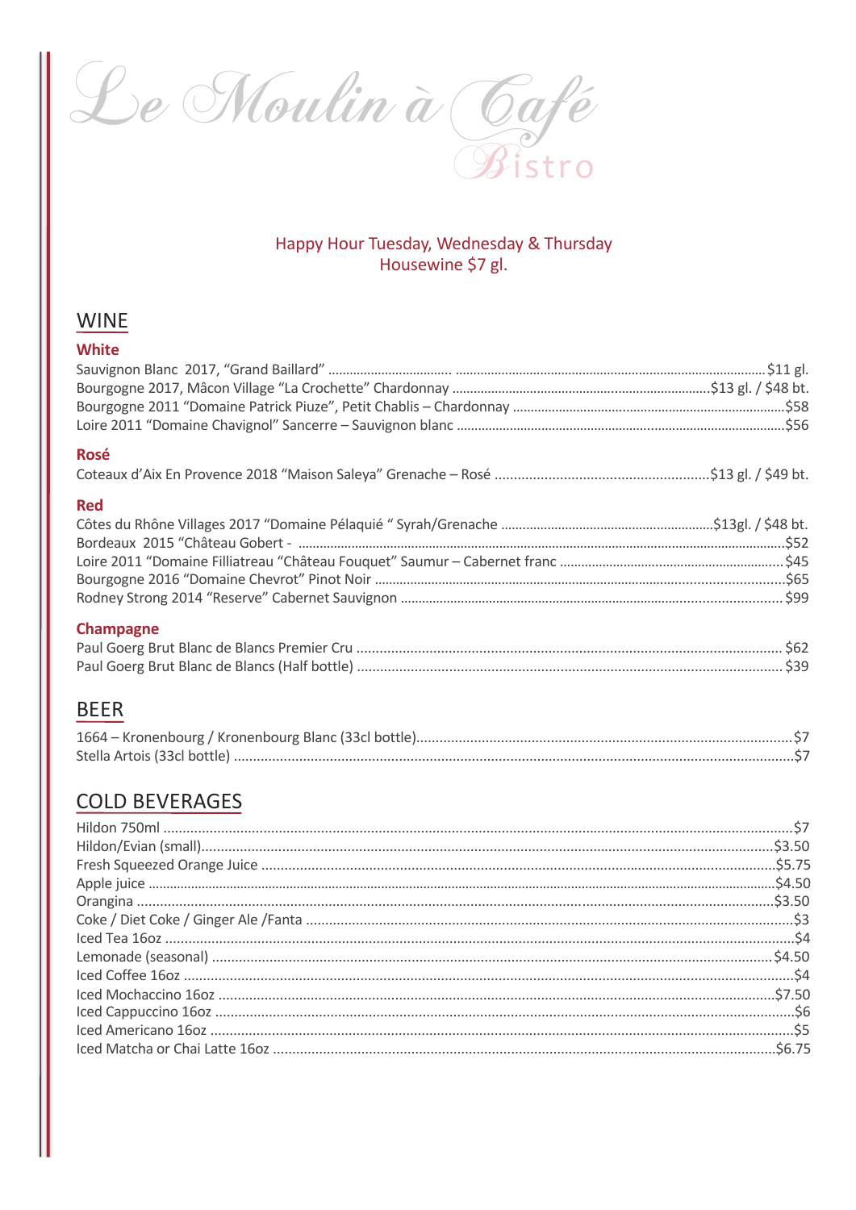# Le Moulin à Café Bistro

Happy Hour Tuesday, Wednesday & Thursday
Housewine $7 gl.

## WINE

### White

Sauvignon Blanc 2017, "Grand Baillard" ............ $11 gl.
Bourgogne 2017, Mâcon Village "La Crochette" Chardonnay ............ $13 gl. / $48 bt.
Bourgogne 2011 "Domaine Patrick Piuze", Petit Chablis – Chardonnay ............ $58
Loire 2011 "Domaine Chavignol" Sancerre – Sauvignon blanc ............ $56

### Rosé

Coteaux d'Aix En Provence 2018 "Maison Saleya" Grenache – Rosé ............ $13 gl. / $49 bt.

### Red

Côtes du Rhône Villages 2017 "Domaine Pélaquié " Syrah/Grenache ............ $13gl. / $48 bt.
Bordeaux 2015 "Château Gobert - ............ $52
Loire 2011 "Domaine Filliatreau "Château Fouquet" Saumur – Cabernet franc ............ $45
Bourgogne 2016 "Domaine Chevrot" Pinot Noir ............ $65
Rodney Strong 2014 "Reserve" Cabernet Sauvignon ............ $99

### Champagne

Paul Goerg Brut Blanc de Blancs Premier Cru ............ $62
Paul Goerg Brut Blanc de Blancs (Half bottle) ............ $39

## BEER

1664 – Kronenbourg / Kronenbourg Blanc (33cl bottle) ............ $7
Stella Artois (33cl bottle) ............ $7

## COLD BEVERAGES

Hildon 750ml ............ $7
Hildon/Evian (small) ............ $3.50
Fresh Squeezed Orange Juice ............ $5.75
Apple juice ............ $4.50
Orangina ............ $3.50
Coke / Diet Coke / Ginger Ale /Fanta ............ $3
Iced Tea 16oz ............ $4
Lemonade (seasonal) ............ $4.50
Iced Coffee 16oz ............ $4
Iced Mochaccino 16oz ............ $7.50
Iced Cappuccino 16oz ............ $6
Iced Americano 16oz ............ $5
Iced Matcha or Chai Latte 16oz ............ $6.75